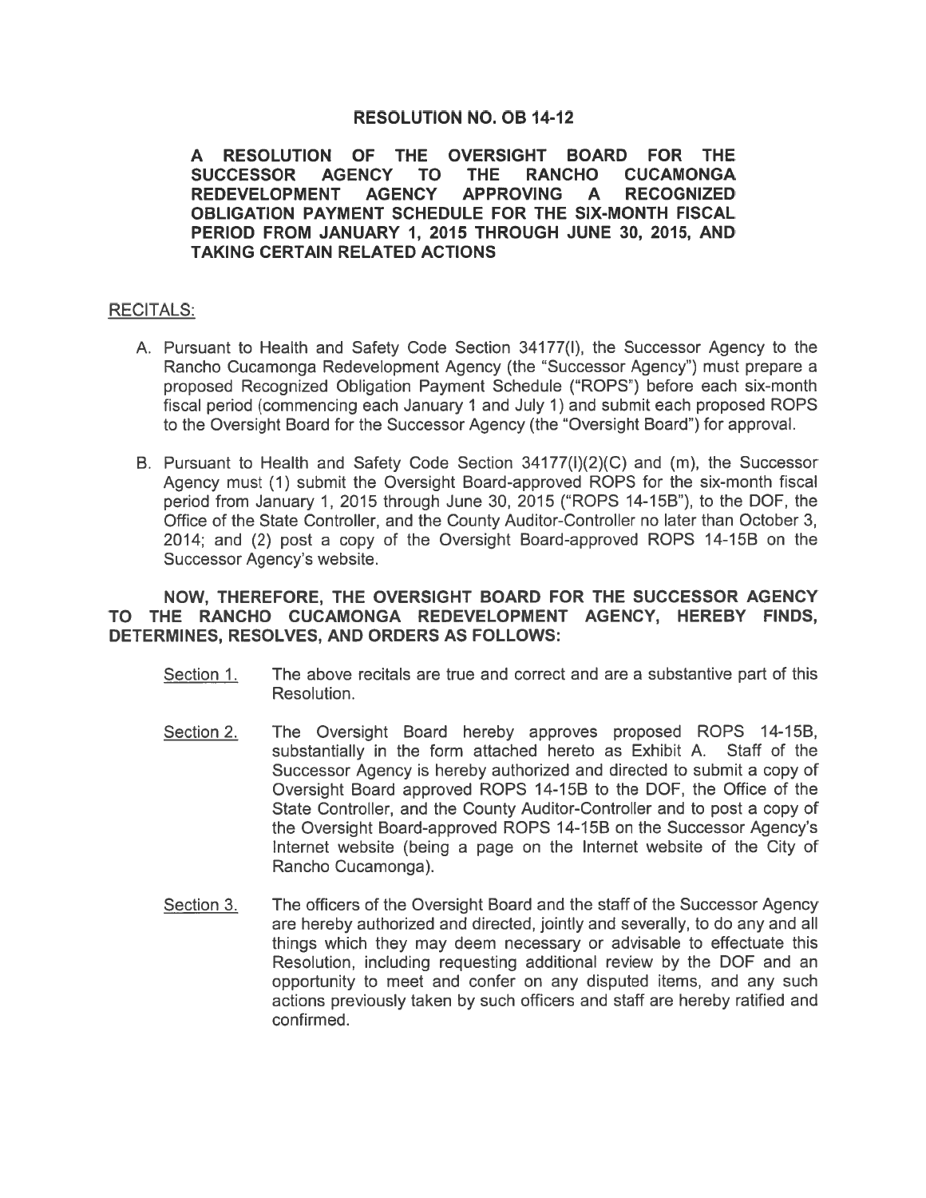# RESOLUTION NO. OB 14-12

**A RESOLUTION OF THE OVERSIGHT BOARD FOR THE SUCCESSOR AGENCY TO THE RANCHO CUCAMONGA REDEVELOPMENT AGENCY APPROVING A RECOGNIZED OBLIGATION PAYMENT SCHEDULE FOR THE SIX-MONTH FISCAL PERIOD FROM JANUARY 1, 2015 THROUGH JUNE 30, 2015, AND TAKING CERTAIN RELATED ACTIONS**

RECITALS:

A. Pursuant to Health and Safety Code Section 34177(l), the Successor Agency to the Rancho Cucamonga Redevelopment Agency (the "Successor Agency") must prepare a proposed Recognized Obligation Payment Schedule ("ROPS") before each six-month fiscal period (commencing each January 1 and July 1) and submit each proposed ROPS to the Oversight Board for the Successor Agency (the "Oversight Board") for approval.

B. Pursuant to Health and Safety Code Section 34177(l)(2)(C) and (m), the Successor Agency must (1) submit the Oversight Board-approved ROPS for the six-month fiscal period from January 1, 2015 through June 30, 2015 ("ROPS 14-15B"), to the DOF, the Office of the State Controller, and the County Auditor-Controller no later than October 3, 2014; and (2) post a copy of the Oversight Board-approved ROPS 14-15B on the Successor Agency's website.

**NOW, THEREFORE, THE OVERSIGHT BOARD FOR THE SUCCESSOR AGENCY TO THE RANCHO CUCAMONGA REDEVELOPMENT AGENCY, HEREBY FINDS, DETERMINES, RESOLVES, AND ORDERS AS FOLLOWS:**

Section 1. The above recitals are true and correct and are a substantive part of this Resolution.

Section 2. The Oversight Board hereby approves proposed ROPS 14-15B, substantially in the form attached hereto as Exhibit A. Staff of the Successor Agency is hereby authorized and directed to submit a copy of Oversight Board approved ROPS 14-15B to the DOF, the Office of the State Controller, and the County Auditor-Controller and to post a copy of the Oversight Board-approved ROPS 14-15B on the Successor Agency's Internet website (being a page on the Internet website of the City of Rancho Cucamonga).

Section 3. The officers of the Oversight Board and the staff of the Successor Agency are hereby authorized and directed, jointly and severally, to do any and all things which they may deem necessary or advisable to effectuate this Resolution, including requesting additional review by the DOF and an opportunity to meet and confer on any disputed items, and any such actions previously taken by such officers and staff are hereby ratified and confirmed.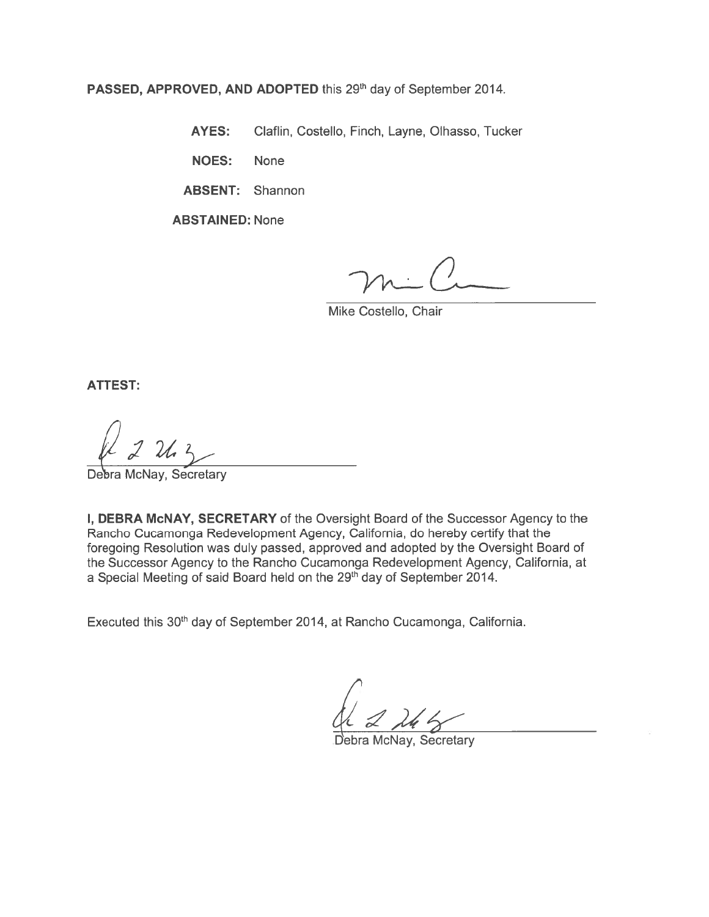**PASSED, APPROVED, AND ADOPTED** this 29th day of September 2014.

**AYES:** Claflin, Costello, Finch, Layne, Olhasso, Tucker

**NOES:** None

**ABSENT:** Shannon

**ABSTAINED:** None

Mike Costello, Chair

**ATTEST:**

Debra McNay, Secretary

**I, DEBRA McNAY, SECRETARY** of the Oversight Board of the Successor Agency to the Rancho Cucamonga Redevelopment Agency, California, do hereby certify that the foregoing Resolution was duly passed, approved and adopted by the Oversight Board of the Successor Agency to the Rancho Cucamonga Redevelopment Agency, California, at a Special Meeting of said Board held on the 29th day of September 2014.

Executed this 30th day of September 2014, at Rancho Cucamonga, California.

Debra McNay, Secretary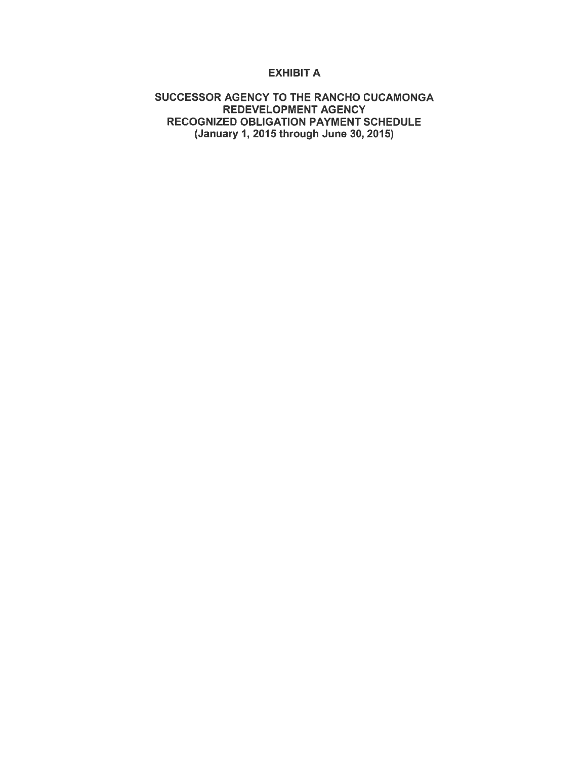# EXHIBIT A

## SUCCESSOR AGENCY TO THE RANCHO CUCAMONGA REDEVELOPMENT AGENCY RECOGNIZED OBLIGATION PAYMENT SCHEDULE (January 1, 2015 through June 30, 2015)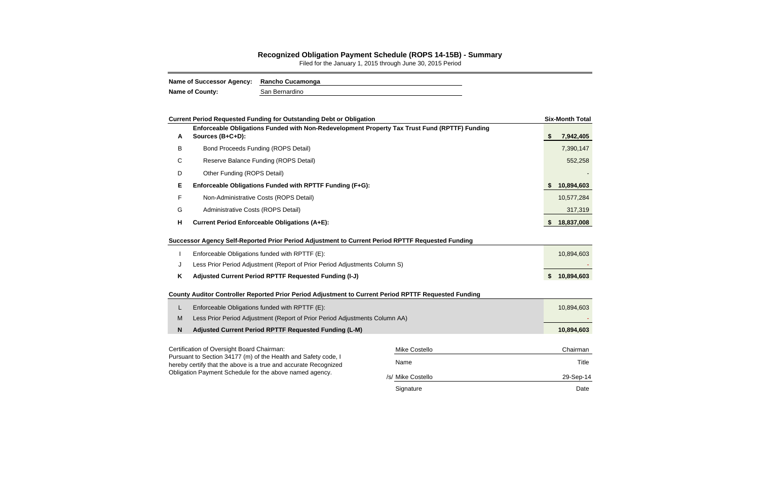## Recognized Obligation Payment Schedule (ROPS 14-15B) - Summary

Filed for the January 1, 2015 through June 30, 2015 Period

**Name of Successor Agency:** **Rancho Cucamonga**

**Name of County:** San Bernardino

| | **Current Period Requested Funding for Outstanding Debt or Obligation** | **Six-Month Total** |
|---|---|---|
| **A** | **Enforceable Obligations Funded with Non-Redevelopment Property Tax Trust Fund (RPTTF) Funding Sources (B+C+D):** | **$ 7,942,405** |
| B | Bond Proceeds Funding (ROPS Detail) | 7,390,147 |
| C | Reserve Balance Funding (ROPS Detail) | 552,258 |
| D | Other Funding (ROPS Detail) | - |
| **E** | **Enforceable Obligations Funded with RPTTF Funding (F+G):** | **$ 10,894,603** |
| F | Non-Administrative Costs (ROPS Detail) | 10,577,284 |
| G | Administrative Costs (ROPS Detail) | 317,319 |
| **H** | **Current Period Enforceable Obligations (A+E):** | **$ 18,837,008** |

| | **Successor Agency Self-Reported Prior Period Adjustment to Current Period RPTTF Requested Funding** | |
|---|---|---|
| I | Enforceable Obligations funded with RPTTF (E): | 10,894,603 |
| J | Less Prior Period Adjustment (Report of Prior Period Adjustments Column S) | - |
| **K** | **Adjusted Current Period RPTTF Requested Funding (I-J)** | **$ 10,894,603** |

| | **County Auditor Controller Reported Prior Period Adjustment to Current Period RPTTF Requested Funding** | |
|---|---|---|
| L | Enforceable Obligations funded with RPTTF (E): | 10,894,603 |
| M | Less Prior Period Adjustment (Report of Prior Period Adjustments Column AA) | - |
| **N** | **Adjusted Current Period RPTTF Requested Funding (L-M)** | **10,894,603** |

Certification of Oversight Board Chairman:
Pursuant to Section 34177 (m) of the Health and Safety code, I hereby certify that the above is a true and accurate Recognized Obligation Payment Schedule for the above named agency.

| | |
|---|---|
| Mike Costello | Chairman |
| Name | Title |
| /s/ Mike Costello | 29-Sep-14 |
| Signature | Date |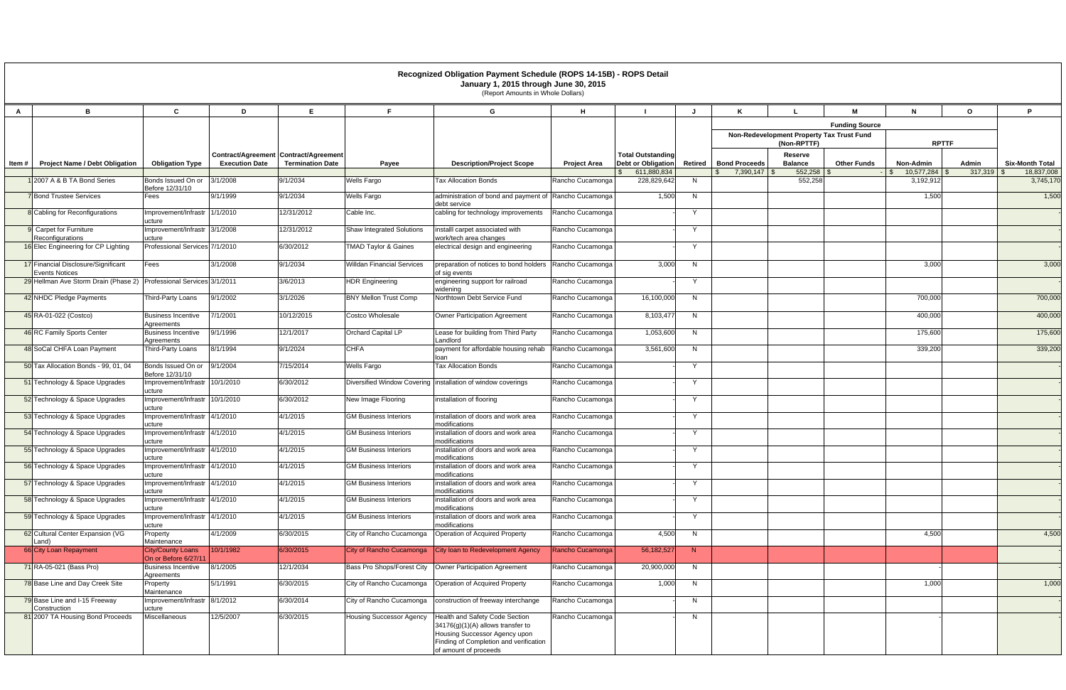# Recognized Obligation Payment Schedule (ROPS 14-15B) - ROPS Detail

January 1, 2015 through June 30, 2015

(Report Amounts in Whole Dollars)

| A | B | C | D | E | F | G | H | I | J | K | L | M | N | O | P |
|---|---|---|---|---|---|---|---|---|---|---|---|---|---|---|---|
| | | | | | | | | | | Funding Source | | | | | |
| | | | | | | | | | | Non-Redevelopment Property Tax Trust Fund (Non-RPTTF) | | | RPTTF | | |
| Item # | Project Name / Debt Obligation | Obligation Type | Contract/Agreement Execution Date | Contract/Agreement Termination Date | Payee | Description/Project Scope | Project Area | Total Outstanding Debt or Obligation | Retired | Bond Proceeds | Reserve Balance | Other Funds | Non-Admin | Admin | Six-Month Total |
| | | | | | | | | $ 611,880,834 | | $ 7,390,147 | $ 552,258 | $ - | $ 10,577,284 | $ 317,319 | $ 18,837,008 |
| 1 | 2007 A & B TA Bond Series | Bonds Issued On or Before 12/31/10 | 3/1/2008 | 9/1/2034 | Wells Fargo | Tax Allocation Bonds | Rancho Cucamonga | 228,829,642 | N | | 552,258 | | 3,192,912 | | 3,745,170 |
| 7 | Bond Trustee Services | Fees | 9/1/1999 | 9/1/2034 | Wells Fargo | administration of bond and payment of debt service | Rancho Cucamonga | 1,500 | N | | | | 1,500 | | 1,500 |
| 8 | Cabling for Reconfigurations | Improvement/Infrastructure | 1/1/2010 | 12/31/2012 | Cable Inc. | cabling for technology improvements | Rancho Cucamonga | - | Y | | | | | | - |
| 9 | Carpet for Furniture Reconfigurations | Improvement/Infrastructure | 3/1/2008 | 12/31/2012 | Shaw Integrated Solutions | installl carpet associated with work/tech area changes | Rancho Cucamonga | | Y | | | | | | - |
| 16 | Elec Engineering for CP Lighting | Professional Services | 7/1/2010 | 6/30/2012 | TMAD Taylor & Gaines | electrical design and engineering | Rancho Cucamonga | | Y | | | | | | - |
| 17 | Financial Disclosure/Significant Events Notices | Fees | 3/1/2008 | 9/1/2034 | Willdan Financial Services | preparation of notices to bond holders of sig events | Rancho Cucamonga | 3,000 | N | | | | 3,000 | | 3,000 |
| 29 | Hellman Ave Storm Drain (Phase 2) | Professional Services | 3/1/2011 | 3/6/2013 | HDR Engineering | engineering support for railroad widening | Rancho Cucamonga | | Y | | | | | | - |
| 42 | NHDC Pledge Payments | Third-Party Loans | 9/1/2002 | 3/1/2026 | BNY Mellon Trust Comp | Northtown Debt Service Fund | Rancho Cucamonga | 16,100,000 | N | | | | 700,000 | | 700,000 |
| 45 | RA-01-022 (Costco) | Business Incentive Agreements | 7/1/2001 | 10/12/2015 | Costco Wholesale | Owner Participation Agreement | Rancho Cucamonga | 8,103,477 | N | | | | 400,000 | | 400,000 |
| 46 | RC Family Sports Center | Business Incentive Agreements | 9/1/1996 | 12/1/2017 | Orchard Capital LP | Lease for building from Third Party Landlord | Rancho Cucamonga | 1,053,600 | N | | | | 175,600 | | 175,600 |
| 48 | SoCal CHFA Loan Payment | Third-Party Loans | 8/1/1994 | 9/1/2024 | CHFA | payment for affordable housing rehab loan | Rancho Cucamonga | 3,561,600 | N | | | | 339,200 | | 339,200 |
| 50 | Tax Allocation Bonds - 99, 01, 04 | Bonds Issued On or Before 12/31/10 | 9/1/2004 | 7/15/2014 | Wells Fargo | Tax Allocation Bonds | Rancho Cucamonga | - | Y | | | | | | - |
| 51 | Technology & Space Upgrades | Improvement/Infrastructure | 10/1/2010 | 6/30/2012 | Diversified Window Covering | installation of window coverings | Rancho Cucamonga | - | Y | | | | | | - |
| 52 | Technology & Space Upgrades | Improvement/Infrastructure | 10/1/2010 | 6/30/2012 | New Image Flooring | installation of flooring | Rancho Cucamonga | - | Y | | | | | | - |
| 53 | Technology & Space Upgrades | Improvement/Infrastructure | 4/1/2010 | 4/1/2015 | GM Business Interiors | installation of doors and work area modifications | Rancho Cucamonga | - | Y | | | | | | - |
| 54 | Technology & Space Upgrades | Improvement/Infrastructure | 4/1/2010 | 4/1/2015 | GM Business Interiors | installation of doors and work area modifications | Rancho Cucamonga | - | Y | | | | | | - |
| 55 | Technology & Space Upgrades | Improvement/Infrastructure | 4/1/2010 | 4/1/2015 | GM Business Interiors | installation of doors and work area modifications | Rancho Cucamonga | - | Y | | | | | | - |
| 56 | Technology & Space Upgrades | Improvement/Infrastructure | 4/1/2010 | 4/1/2015 | GM Business Interiors | installation of doors and work area modifications | Rancho Cucamonga | - | Y | | | | | | - |
| 57 | Technology & Space Upgrades | Improvement/Infrastructure | 4/1/2010 | 4/1/2015 | GM Business Interiors | installation of doors and work area modifications | Rancho Cucamonga | - | Y | | | | | | - |
| 58 | Technology & Space Upgrades | Improvement/Infrastructure | 4/1/2010 | 4/1/2015 | GM Business Interiors | installation of doors and work area modifications | Rancho Cucamonga | - | Y | | | | | | - |
| 59 | Technology & Space Upgrades | Improvement/Infrastructure | 4/1/2010 | 4/1/2015 | GM Business Interiors | installation of doors and work area modifications | Rancho Cucamonga | - | Y | | | | | | - |
| 62 | Cultural Center Expansion (VG Land) | Property Maintenance | 4/1/2009 | 6/30/2015 | City of Rancho Cucamonga | Operation of Acquired Property | Rancho Cucamonga | 4,500 | N | | | | 4,500 | | 4,500 |
| 66 | City Loan Repayment | City/County Loans On or Before 6/27/11 | 10/1/1982 | 6/30/2015 | City of Rancho Cucamonga | City loan to Redevelopment Agency | Rancho Cucamonga | 56,182,527 | N | | | | | | - |
| 71 | RA-05-021 (Bass Pro) | Business Incentive Agreements | 8/1/2005 | 12/1/2034 | Bass Pro Shops/Forest City | Owner Participation Agreement | Rancho Cucamonga | 20,900,000 | N | | | | - | | - |
| 78 | Base Line and Day Creek Site | Property Maintenance | 5/1/1991 | 6/30/2015 | City of Rancho Cucamonga | Operation of Acquired Property | Rancho Cucamonga | 1,000 | N | | | | 1,000 | | 1,000 |
| 79 | Base Line and I-15 Freeway Construction | Improvement/Infrastructure | 8/1/2012 | 6/30/2014 | City of Rancho Cucamonga | construction of freeway interchange | Rancho Cucamonga | - | N | | | | | | - |
| 81 | 2007 TA Housing Bond Proceeds | Miscellaneous | 12/5/2007 | 6/30/2015 | Housing Successor Agency | Health and Safety Code Section 34176(g)(1)(A) allows transfer to Housing Successor Agency upon Finding of Completion and verification of amount of proceeds | Rancho Cucamonga | - | N | | | | - | | - |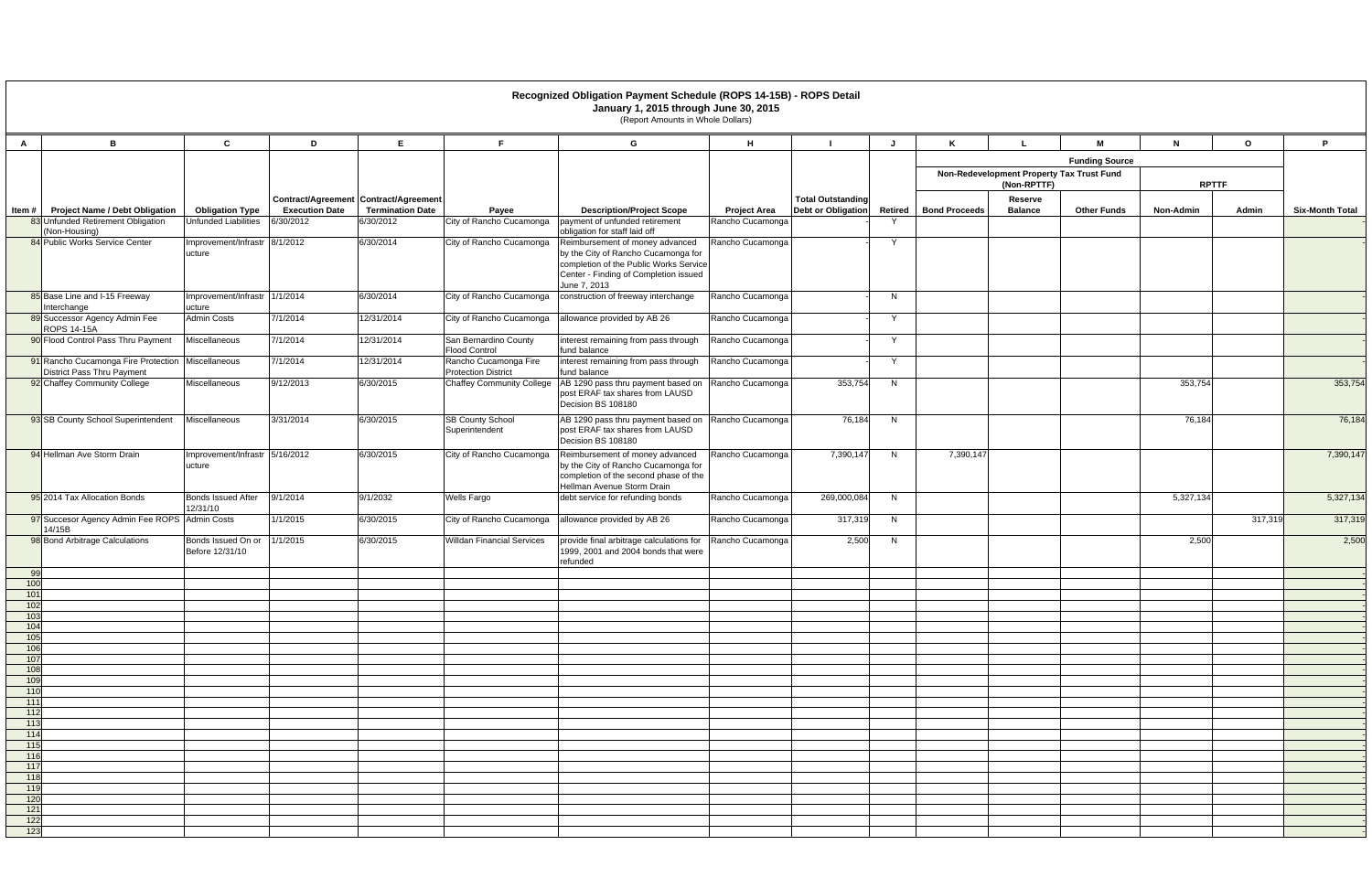# Recognized Obligation Payment Schedule (ROPS 14-15B) - ROPS Detail

**January 1, 2015 through June 30, 2015**

(Report Amounts in Whole Dollars)

| A | B | C | D | E | F | G | H | I | J | K | L | M | N | O | P |
|---|---|---|---|---|---|---|---|---|---|---|---|---|---|---|---|
| | | | | | | | | | | Funding Source | | | | | |
| | | | | | | | | | | Non-Redevelopment Property Tax Trust Fund (Non-RPTTF) | | | RPTTF | | |
| Item # | Project Name / Debt Obligation | Obligation Type | Contract/Agreement Execution Date | Contract/Agreement Termination Date | Payee | Description/Project Scope | Project Area | Total Outstanding Debt or Obligation | Retired | Bond Proceeds | Reserve Balance | Other Funds | Non-Admin | Admin | Six-Month Total |
| 83 | Unfunded Retirement Obligation (Non-Housing) | Unfunded Liabilities | 6/30/2012 | 6/30/2012 | City of Rancho Cucamonga | payment of unfunded retirement obligation for staff laid off | Rancho Cucamonga | - | Y | | | | | | - |
| 84 | Public Works Service Center | Improvement/Infrastructure | 8/1/2012 | 6/30/2014 | City of Rancho Cucamonga | Reimbursement of money advanced by the City of Rancho Cucamonga for completion of the Public Works Service Center - Finding of Completion issued June 7, 2013 | Rancho Cucamonga | - | Y | | | | | | - |
| 85 | Base Line and I-15 Freeway Interchange | Improvement/Infrastructure | 1/1/2014 | 6/30/2014 | City of Rancho Cucamonga | construction of freeway interchange | Rancho Cucamonga | - | N | | | | | | - |
| 89 | Successor Agency Admin Fee ROPS 14-15A | Admin Costs | 7/1/2014 | 12/31/2014 | City of Rancho Cucamonga | allowance provided by AB 26 | Rancho Cucamonga | - | Y | | | | | | - |
| 90 | Flood Control Pass Thru Payment | Miscellaneous | 7/1/2014 | 12/31/2014 | San Bernardino County Flood Control | interest remaining from pass through fund balance | Rancho Cucamonga | - | Y | | | | | | - |
| 91 | Rancho Cucamonga Fire Protection District Pass Thru Payment | Miscellaneous | 7/1/2014 | 12/31/2014 | Rancho Cucamonga Fire Protection District | interest remaining from pass through fund balance | Rancho Cucamonga | - | Y | | | | | | - |
| 92 | Chaffey Community College | Miscellaneous | 9/12/2013 | 6/30/2015 | Chaffey Community College | AB 1290 pass thru payment based on post ERAF tax shares from LAUSD Decision BS 108180 | Rancho Cucamonga | 353,754 | N | | | | 353,754 | | 353,754 |
| 93 | SB County School Superintendent | Miscellaneous | 3/31/2014 | 6/30/2015 | SB County School Superintendent | AB 1290 pass thru payment based on post ERAF tax shares from LAUSD Decision BS 108180 | Rancho Cucamonga | 76,184 | N | | | | 76,184 | | 76,184 |
| 94 | Hellman Ave Storm Drain | Improvement/Infrastructure | 5/16/2012 | 6/30/2015 | City of Rancho Cucamonga | Reimbursement of money advanced by the City of Rancho Cucamonga for completion of the second phase of the Hellman Avenue Storm Drain | Rancho Cucamonga | 7,390,147 | N | 7,390,147 | | | | | 7,390,147 |
| 95 | 2014 Tax Allocation Bonds | Bonds Issued After 12/31/10 | 9/1/2014 | 9/1/2032 | Wells Fargo | debt service for refunding bonds | Rancho Cucamonga | 269,000,084 | N | | | | 5,327,134 | | 5,327,134 |
| 97 | Succesor Agency Admin Fee ROPS 14/15B | Admin Costs | 1/1/2015 | 6/30/2015 | City of Rancho Cucamonga | allowance provided by AB 26 | Rancho Cucamonga | 317,319 | N | | | | | 317,319 | 317,319 |
| 98 | Bond Arbitrage Calculations | Bonds Issued On or Before 12/31/10 | 1/1/2015 | 6/30/2015 | Willdan Financial Services | provide final arbitrage calculations for 1999, 2001 and 2004 bonds that were refunded | Rancho Cucamonga | 2,500 | N | | | | 2,500 | | 2,500 |
| 99 | | | | | | | | | | | | | | | - |
| 100 | | | | | | | | | | | | | | | - |
| 101 | | | | | | | | | | | | | | | - |
| 102 | | | | | | | | | | | | | | | - |
| 103 | | | | | | | | | | | | | | | - |
| 104 | | | | | | | | | | | | | | | - |
| 105 | | | | | | | | | | | | | | | - |
| 106 | | | | | | | | | | | | | | | - |
| 107 | | | | | | | | | | | | | | | - |
| 108 | | | | | | | | | | | | | | | - |
| 109 | | | | | | | | | | | | | | | - |
| 110 | | | | | | | | | | | | | | | - |
| 111 | | | | | | | | | | | | | | | - |
| 112 | | | | | | | | | | | | | | | - |
| 113 | | | | | | | | | | | | | | | - |
| 114 | | | | | | | | | | | | | | | - |
| 115 | | | | | | | | | | | | | | | - |
| 116 | | | | | | | | | | | | | | | - |
| 117 | | | | | | | | | | | | | | | - |
| 118 | | | | | | | | | | | | | | | - |
| 119 | | | | | | | | | | | | | | | - |
| 120 | | | | | | | | | | | | | | | - |
| 121 | | | | | | | | | | | | | | | - |
| 122 | | | | | | | | | | | | | | | - |
| 123 | | | | | | | | | | | | | | | - |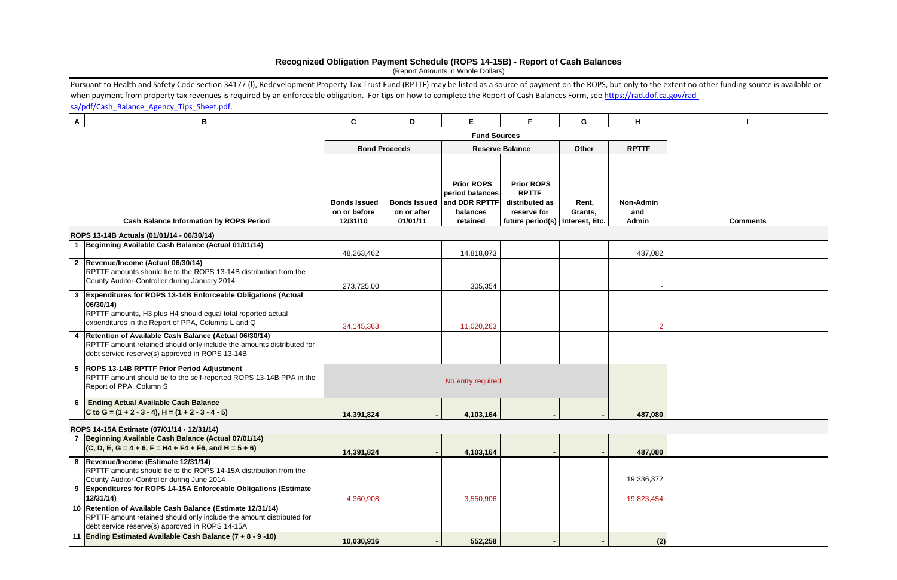# Recognized Obligation Payment Schedule (ROPS 14-15B) - Report of Cash Balances

(Report Amounts in Whole Dollars)

Pursuant to Health and Safety Code section 34177 (l), Redevelopment Property Tax Trust Fund (RPTTF) may be listed as a source of payment on the ROPS, but only to the extent no other funding source is available or when payment from property tax revenues is required by an enforceable obligation. For tips on how to complete the Report of Cash Balances Form, see https://rad.dof.ca.gov/rad-sa/pdf/Cash_Balance_Agency_Tips_Sheet.pdf.

| A | B | C | D | E | F | G | H | I |
|---|---|---|---|---|---|---|---|---|
| | | Fund Sources | | | | | | |
| | | Bond Proceeds | | Reserve Balance | | Other | RPTTF | |
| | Cash Balance Information by ROPS Period | Bonds Issued on or before 12/31/10 | Bonds Issued on or after 01/01/11 | Prior ROPS period balances and DDR RPTTF balances retained | Prior ROPS RPTTF distributed as reserve for future period(s) | Rent, Grants, Interest, Etc. | Non-Admin and Admin | Comments |
| | **ROPS 13-14B Actuals (01/01/14 - 06/30/14)** | | | | | | | |
| 1 | **Beginning Available Cash Balance (Actual 01/01/14)** | 48,263,462 | | 14,818,073 | | | 487,082 | |
| 2 | **Revenue/Income (Actual 06/30/14)** RPTTF amounts should tie to the ROPS 13-14B distribution from the County Auditor-Controller during January 2014 | 273,725.00 | | 305,354 | | | - | |
| 3 | **Expenditures for ROPS 13-14B Enforceable Obligations (Actual 06/30/14)** RPTTF amounts, H3 plus H4 should equal total reported actual expenditures in the Report of PPA, Columns L and Q | 34,145,363 | | 11,020,263 | | | 2 | |
| 4 | **Retention of Available Cash Balance (Actual 06/30/14)** RPTTF amount retained should only include the amounts distributed for debt service reserve(s) approved in ROPS 13-14B | | | | | | | |
| 5 | **ROPS 13-14B RPTTF Prior Period Adjustment** RPTTF amount should tie to the self-reported ROPS 13-14B PPA in the Report of PPA, Column S | No entry required | | | | | | |
| 6 | **Ending Actual Available Cash Balance C to G = (1 + 2 - 3 - 4), H = (1 + 2 - 3 - 4 - 5)** | **14,391,824** | **-** | **4,103,164** | **-** | **-** | **487,080** | |
| | **ROPS 14-15A Estimate (07/01/14 - 12/31/14)** | | | | | | | |
| 7 | **Beginning Available Cash Balance (Actual 07/01/14) (C, D, E, G = 4 + 6, F = H4 + F4 + F6, and H = 5 + 6)** | **14,391,824** | **-** | **4,103,164** | **-** | **-** | **487,080** | |
| 8 | **Revenue/Income (Estimate 12/31/14)** RPTTF amounts should tie to the ROPS 14-15A distribution from the County Auditor-Controller during June 2014 | | | | | | 19,336,372 | |
| 9 | **Expenditures for ROPS 14-15A Enforceable Obligations (Estimate 12/31/14)** | 4,360,908 | | 3,550,906 | | | 19,823,454 | |
| 10 | **Retention of Available Cash Balance (Estimate 12/31/14)** RPTTF amount retained should only include the amount distributed for debt service reserve(s) approved in ROPS 14-15A | | | | | | | |
| 11 | **Ending Estimated Available Cash Balance (7 + 8 - 9 -10)** | **10,030,916** | **-** | **552,258** | **-** | **-** | **(2)** | |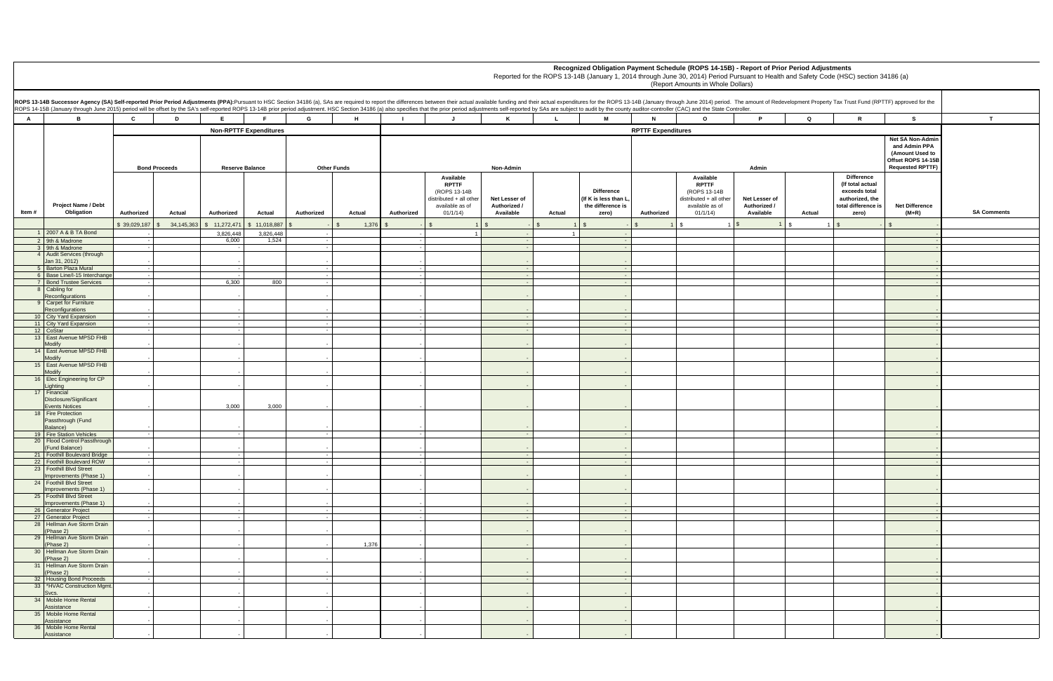# Recognized Obligation Payment Schedule (ROPS 14-15B) - Report of Prior Period Adjustments

Reported for the ROPS 13-14B (January 1, 2014 through June 30, 2014) Period Pursuant to Health and Safety Code (HSC) section 34186 (a)

(Report Amounts in Whole Dollars)

**ROPS 13-14B Successor Agency (SA) Self-reported Prior Period Adjustments (PPA):** Pursuant to HSC Section 34186 (a), SAs are required to report the differences between their actual available funding and their actual expenditures for the ROPS 13-14B (January through June 2014) period. The amount of Redevelopment Property Tax Trust Fund (RPTTF) approved for the ROPS 14-15B (January through June 2015) period will be offset by the SA's self-reported ROPS 13-14B prior period adjustment. HSC Section 34186 (a) also specifies that the prior period adjustments self-reported by SAs are subject to audit by the county auditor-controller (CAC) and the State Controller.

| A | B | C | D | E | F | G | H | I | J | K | L | M | N | O | P | Q | R | S | T |
|---|---|---|---|---|---|---|---|---|---|---|---|---|---|---|---|---|---|---|---|
| | | Non-RPTTF Expenditures | | | | | | RPTTF Expenditures | | | | | | | | | | | |
| | | Bond Proceeds | | Reserve Balance | | Other Funds | | Non-Admin | | | | | Admin | | | | | Net SA Non-Admin and Admin PPA (Amount Used to Offset ROPS 14-15B Requested RPTTF) | |
| Item # | Project Name / Debt Obligation | Authorized | Actual | Authorized | Actual | Authorized | Actual | Authorized | Available RPTTF (ROPS 13-14B distributed + all other available as of 01/1/14) | Net Lesser of Authorized / Available | Actual | Difference (If K is less than L, the difference is zero) | Authorized | Available RPTTF (ROPS 13-14B distributed + all other available as of 01/1/14) | Net Lesser of Authorized / Available | Actual | Difference (If total actual exceeds total authorized, the total difference is zero) | Net Difference (M+R) | SA Comments |
| | | $ 39,029,187 | $ 34,145,363 | $ 11,272,471 | $ 11,018,887 | $ - | $ 1,376 | $ - | $ 1 | $ - | $ 1 | $ - | $ 1 | $ 1 | $ 1 | $ 1 | $ - | $ - | |
| 1 | 2007 A & B TA Bond | - | | 3,826,448 | 3,826,448 | - | | - | 1 | - | 1 | - | | | | | | - | |
| 2 | 9th & Madrone | - | | 6,000 | 1,524 | - | | - | | - | | - | | | | | | - | |
| 3 | 9th & Madrone | - | | - | | - | | - | | - | | - | | | | | | - | |
| 4 | Audit Services (through Jan 31, 2012) | - | | - | | - | | - | | - | | - | | | | | | - | |
| 5 | Barton Plaza Mural | - | | - | | - | | - | | - | | - | | | | | | - | |
| 6 | Base Line/I-15 Interchange | - | | - | | - | | - | | - | | - | | | | | | - | |
| 7 | Bond Trustee Services | - | | 6,300 | 800 | - | | - | | - | | - | | | | | | - | |
| 8 | Cabling for Reconfigurations | - | | - | | - | | - | | - | | - | | | | | | - | |
| 9 | Carpet for Furniture Reconfigurations | - | | - | | - | | - | | - | | - | | | | | | - | |
| 10 | City Yard Expansion | - | | - | | - | | - | | - | | - | | | | | | - | |
| 11 | City Yard Expansion | - | | - | | - | | - | | - | | - | | | | | | - | |
| 12 | CoStar | - | | - | | - | | - | | - | | - | | | | | | - | |
| 13 | East Avenue MPSD FHB Modify | - | | - | | - | | - | | - | | - | | | | | | - | |
| 14 | East Avenue MPSD FHB Modify | - | | - | | - | | - | | - | | - | | | | | | - | |
| 15 | East Avenue MPSD FHB Modify | - | | - | | - | | - | | - | | - | | | | | | - | |
| 16 | Elec Engineering for CP Lighting | - | | - | | - | | - | | - | | - | | | | | | - | |
| 17 | Financial Disclosure/Significant Events Notices | - | | 3,000 | 3,000 | - | | - | | - | | - | | | | | | - | |
| 18 | Fire Protection Passthrough (Fund Balance) | - | | - | | - | | - | | - | | - | | | | | | - | |
| 19 | Fire Station Vehicles | - | | - | | - | | - | | - | | - | | | | | | - | |
| 20 | Flood Control Passthrough (Fund Balance) | - | | - | | - | | - | | - | | - | | | | | | - | |
| 21 | Foothill Boulevard Bridge | - | | - | | - | | - | | - | | - | | | | | | - | |
| 22 | Foothill Boulevard ROW | - | | - | | - | | - | | - | | - | | | | | | - | |
| 23 | Foothill Blvd Street Improvements (Phase 1) | - | | - | | - | | - | | - | | - | | | | | | - | |
| 24 | Foothill Blvd Street Improvements (Phase 1) | - | | - | | - | | - | | - | | - | | | | | | - | |
| 25 | Foothill Blvd Street Improvements (Phase 1) | - | | - | | - | | - | | - | | - | | | | | | - | |
| 26 | Generator Project | - | | - | | - | | - | | - | | - | | | | | | - | |
| 27 | Generator Project | - | | - | | - | | - | | - | | - | | | | | | - | |
| 28 | Hellman Ave Storm Drain (Phase 2) | - | | - | | - | | - | | - | | - | | | | | | - | |
| 29 | Hellman Ave Storm Drain (Phase 2) | - | | - | | - | 1,376 | - | | - | | - | | | | | | - | |
| 30 | Hellman Ave Storm Drain (Phase 2) | - | | - | | - | | - | | - | | - | | | | | | - | |
| 31 | Hellman Ave Storm Drain (Phase 2) | - | | - | | - | | - | | - | | - | | | | | | - | |
| 32 | Housing Bond Proceeds | - | | - | | - | | - | | - | | - | | | | | | - | |
| 33 | *HVAC Construction Mgmt. Svcs. | - | | - | | - | | - | | - | | - | | | | | | - | |
| 34 | Mobile Home Rental Assistance | - | | - | | - | | - | | - | | - | | | | | | - | |
| 35 | Mobile Home Rental Assistance | - | | - | | - | | - | | - | | - | | | | | | - | |
| 36 | Mobile Home Rental Assistance | - | | - | | - | | - | | - | | - | | | | | | - | |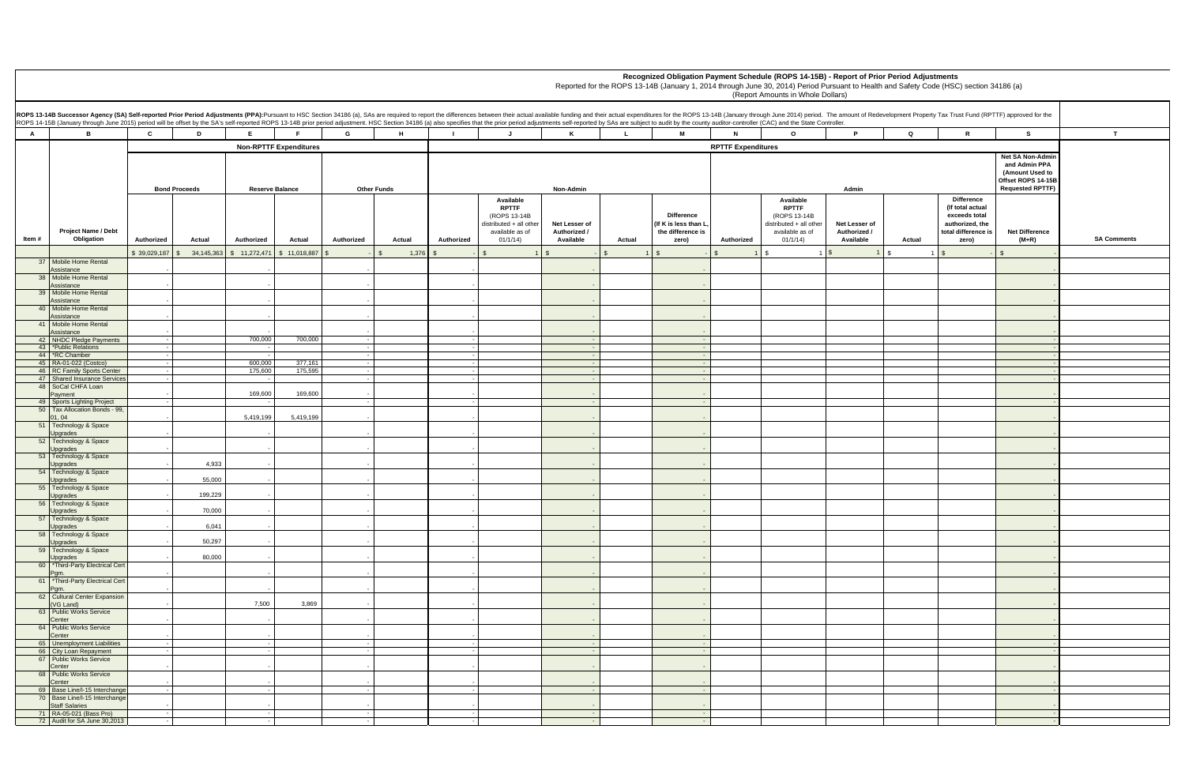**Recognized Obligation Payment Schedule (ROPS 14-15B) - Report of Prior Period Adjustments**

Reported for the ROPS 13-14B (January 1, 2014 through June 30, 2014) Period Pursuant to Health and Safety Code (HSC) section 34186 (a)

(Report Amounts in Whole Dollars)

**ROPS 13-14B Successor Agency (SA) Self-reported Prior Period Adjustments (PPA):** Pursuant to HSC Section 34186 (a), SAs are required to report the differences between their actual available funding and their actual expenditures for the ROPS 13-14B (January through June 2014) period. The amount of Redevelopment Property Tax Trust Fund (RPTTF) approved for the ROPS 14-15B (January through June 2015) period will be offset by the SA's self-reported ROPS 13-14B prior period adjustment. HSC Section 34186 (a) also specifies that the prior period adjustments self-reported by SAs are subject to audit by the county auditor-controller (CAC) and the State Controller.

| A | B | C | D | E | F | G | H | I | J | K | L | M | N | O | P | Q | R | S | T |
|---|---|---|---|---|---|---|---|---|---|---|---|---|---|---|---|---|---|---|---|
| | | Non-RPTTF Expenditures | | | | | | RPTTF Expenditures | | | | | | | | | | | |
| | | Bond Proceeds | | Reserve Balance | | Other Funds | | Non-Admin | | | | | Admin | | | | | Net SA Non-Admin and Admin PPA (Amount Used to Offset ROPS 14-15B Requested RPTTF) | |
| Item # | Project Name / Debt Obligation | Authorized | Actual | Authorized | Actual | Authorized | Actual | Authorized | Available RPTTF (ROPS 13-14B distributed + all other available as of 01/1/14) | Net Lesser of Authorized / Available | Actual | Difference (If K is less than L, the difference is zero) | Authorized | Available RPTTF (ROPS 13-14B distributed + all other available as of 01/1/14) | Net Lesser of Authorized / Available | Actual | Difference (If total actual exceeds total authorized, the total difference is zero) | Net Difference (M+R) | SA Comments |
| | | $ 39,029,187 | $ 34,145,363 | $ 11,272,471 | $ 11,018,887 | $ - | $ 1,376 | $ - | $ 1 | $ - | $ 1 | $ - | $ 1 | $ 1 | $ 1 | $ 1 | $ - | $ - | |
| 37 | Mobile Home Rental Assistance | - | | - | | - | | - | | - | | - | | | | | | - | |
| 38 | Mobile Home Rental Assistance | - | | - | | - | | - | | - | | - | | | | | | - | |
| 39 | Mobile Home Rental Assistance | - | | - | | - | | - | | - | | - | | | | | | - | |
| 40 | Mobile Home Rental Assistance | - | | - | | - | | - | | - | | - | | | | | | - | |
| 41 | Mobile Home Rental Assistance | - | | - | | - | | - | | - | | - | | | | | | - | |
| 42 | NHDC Pledge Payments | - | | 700,000 | 700,000 | - | | - | | - | | - | | | | | | - | |
| 43 | *Public Relations | - | | - | | - | | - | | - | | - | | | | | | - | |
| 44 | *RC Chamber | - | | - | | - | | - | | - | | - | | | | | | - | |
| 45 | RA-01-022 (Costco) | - | | 600,000 | 377,161 | - | | - | | - | | - | | | | | | - | |
| 46 | RC Family Sports Center | - | | 175,600 | 175,595 | - | | - | | - | | - | | | | | | - | |
| 47 | Shared Insurance Services | - | | - | | - | | - | | - | | - | | | | | | - | |
| 48 | SoCal CHFA Loan Payment | - | | 169,600 | 169,600 | - | | - | | - | | - | | | | | | - | |
| 49 | Sports Lighting Project | - | | - | | - | | - | | - | | - | | | | | | - | |
| 50 | Tax Allocation Bonds - 99, 01, 04 | - | | 5,419,199 | 5,419,199 | - | | - | | - | | - | | | | | | - | |
| 51 | Technology & Space Upgrades | - | | - | | - | | - | | - | | - | | | | | | - | |
| 52 | Technology & Space Upgrades | - | | - | | - | | - | | - | | - | | | | | | - | |
| 53 | Technology & Space Upgrades | - | 4,933 | - | | - | | - | | - | | - | | | | | | - | |
| 54 | Technology & Space Upgrades | - | 55,000 | - | | - | | - | | - | | - | | | | | | - | |
| 55 | Technology & Space Upgrades | - | 199,229 | - | | - | | - | | - | | - | | | | | | - | |
| 56 | Technology & Space Upgrades | - | 70,000 | - | | - | | - | | - | | - | | | | | | - | |
| 57 | Technology & Space Upgrades | - | 6,041 | - | | - | | - | | - | | - | | | | | | - | |
| 58 | Technology & Space Upgrades | - | 50,297 | - | | - | | - | | - | | - | | | | | | - | |
| 59 | Technology & Space Upgrades | - | 80,000 | - | | - | | - | | - | | - | | | | | | - | |
| 60 | *Third-Party Electrical Cert Pgm. | - | | - | | - | | - | | - | | - | | | | | | - | |
| 61 | *Third-Party Electrical Cert Pgm. | - | | - | | - | | - | | - | | - | | | | | | - | |
| 62 | Cultural Center Expansion (VG Land) | - | | 7,500 | 3,869 | - | | - | | - | | - | | | | | | - | |
| 63 | Public Works Service Center | - | | - | | - | | - | | - | | - | | | | | | - | |
| 64 | Public Works Service Center | - | | - | | - | | - | | - | | - | | | | | | - | |
| 65 | Unemployment Liabilities | - | | - | | - | | - | | - | | - | | | | | | - | |
| 66 | City Loan Repayment | - | | - | | - | | - | | - | | - | | | | | | - | |
| 67 | Public Works Service Center | - | | - | | - | | - | | - | | - | | | | | | - | |
| 68 | Public Works Service Center | - | | - | | - | | - | | - | | - | | | | | | - | |
| 69 | Base Line/I-15 Interchange | - | | - | | - | | - | | - | | - | | | | | | - | |
| 70 | Base Line/I-15 Interchange Staff Salaries | - | | - | | - | | - | | - | | - | | | | | | - | |
| 71 | RA-05-021 (Bass Pro) | - | | - | | - | | - | | - | | - | | | | | | - | |
| 72 | Audit for SA June 30,2013 | - | | - | | - | | - | | - | | - | | | | | | - | |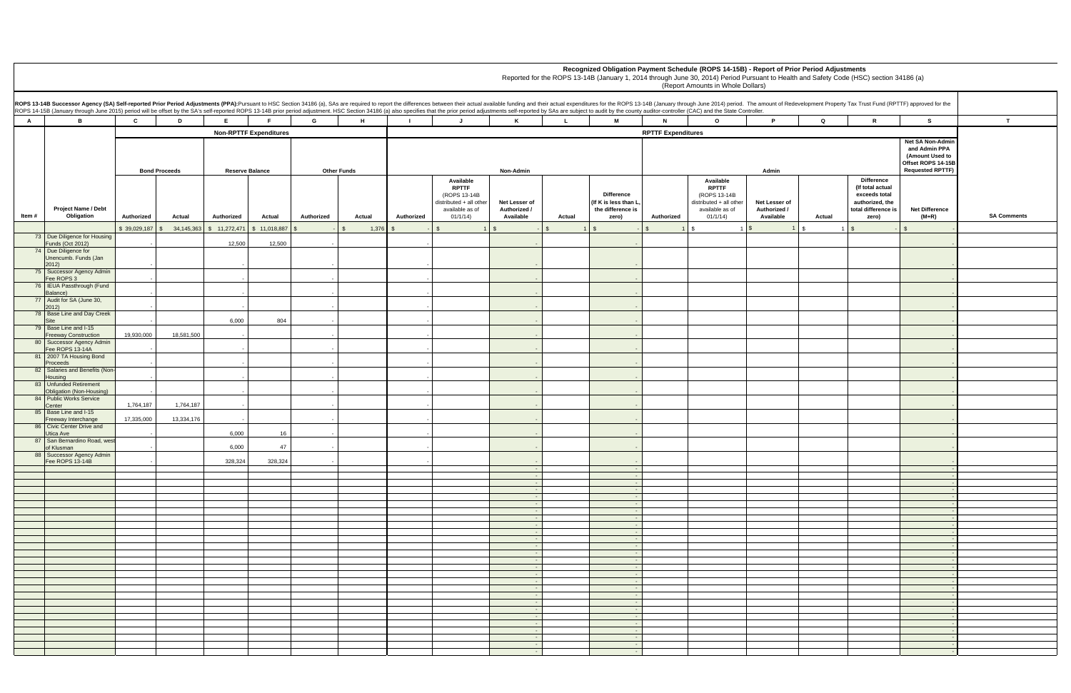## Recognized Obligation Payment Schedule (ROPS 14-15B) - Report of Prior Period Adjustments

Reported for the ROPS 13-14B (January 1, 2014 through June 30, 2014) Period Pursuant to Health and Safety Code (HSC) section 34186 (a)

(Report Amounts in Whole Dollars)

**ROPS 13-14B Successor Agency (SA) Self-reported Prior Period Adjustments (PPA):** Pursuant to HSC Section 34186 (a), SAs are required to report the differences between their actual available funding and their actual expenditures for the ROPS 13-14B (January through June 2014) period. The amount of Redevelopment Property Tax Trust Fund (RPTTF) approved for the ROPS 14-15B (January through June 2015) period will be offset by the SA's self-reported ROPS 13-14B prior period adjustment. HSC Section 34186 (a) also specifies that the prior period adjustments self-reported by SAs are subject to audit by the county auditor-controller (CAC) and the State Controller.

| A | B | C | D | E | F | G | H | I | J | K | L | M | N | O | P | Q | R | S | T |
|---|---|---|---|---|---|---|---|---|---|---|---|---|---|---|---|---|---|---|---|
| | | Non-RPTTF Expenditures | | | | | | RPTTF Expenditures | | | | | | | | | | | |
| | | Bond Proceeds | | Reserve Balance | | Other Funds | | Non-Admin | | | | | Admin | | | | | Net SA Non-Admin and Admin PPA (Amount Used to Offset ROPS 14-15B Requested RPTTF) | |
| Item # | Project Name / Debt Obligation | Authorized | Actual | Authorized | Actual | Authorized | Actual | Authorized | Available RPTTF (ROPS 13-14B distributed + all other available as of 01/1/14) | Net Lesser of Authorized / Available | Actual | Difference (If K is less than L, the difference is zero) | Authorized | Available RPTTF (ROPS 13-14B distributed + all other available as of 01/1/14) | Net Lesser of Authorized / Available | Actual | Difference (If total actual exceeds total authorized, the total difference is zero) | Net Difference (M+R) | SA Comments |
| | | $ 39,029,187 | $ 34,145,363 | $ 11,272,471 | $ 11,018,887 | $ - | $ 1,376 | $ - | $ 1 | $ - | $ 1 | $ - | $ 1 | $ 1 | $ 1 | $ 1 | $ - | $ - | |
| 73 | Due Diligence for Housing Funds (Oct 2012) | - | | 12,500 | 12,500 | - | | - | | - | | - | | | | | | - | |
| 74 | Due Diligence for Unencumb. Funds (Jan 2012) | - | | - | | - | | - | | - | | - | | | | | | - | |
| 75 | Successor Agency Admin Fee ROPS 3 | - | | - | | - | | - | | - | | - | | | | | | - | |
| 76 | IEUA Passthrough (Fund Balance) | - | | - | | - | | - | | - | | - | | | | | | - | |
| 77 | Audit for SA (June 30, 2012) | - | | - | | - | | - | | - | | - | | | | | | - | |
| 78 | Base Line and Day Creek Site | - | | 6,000 | 804 | - | | - | | - | | - | | | | | | - | |
| 79 | Base Line and I-15 Freeway Construction | 19,930,000 | 18,581,500 | - | | - | | - | | - | | - | | | | | | - | |
| 80 | Successor Agency Admin Fee ROPS 13-14A | - | | - | | - | | - | | - | | - | | | | | | - | |
| 81 | 2007 TA Housing Bond Proceeds | - | | - | | - | | - | | - | | - | | | | | | - | |
| 82 | Salaries and Benefits (Non-Housing | - | | - | | - | | - | | - | | - | | | | | | - | |
| 83 | Unfunded Retirement Obligation (Non-Housing) | - | | - | | - | | - | | - | | - | | | | | | - | |
| 84 | Public Works Service Center | 1,764,187 | 1,764,187 | - | | - | | - | | - | | - | | | | | | - | |
| 85 | Base Line and I-15 Freeway Interchange | 17,335,000 | 13,334,176 | - | | - | | - | | - | | - | | | | | | - | |
| 86 | Civic Center Drive and Utica Ave | - | | 6,000 | 16 | - | | - | | - | | - | | | | | | - | |
| 87 | San Bernardino Road, west of Klusman | - | | 6,000 | 47 | - | | - | | - | | - | | | | | | - | |
| 88 | Successor Agency Admin Fee ROPS 13-14B | - | | 328,324 | 328,324 | - | | - | | - | | - | | | | | | - | |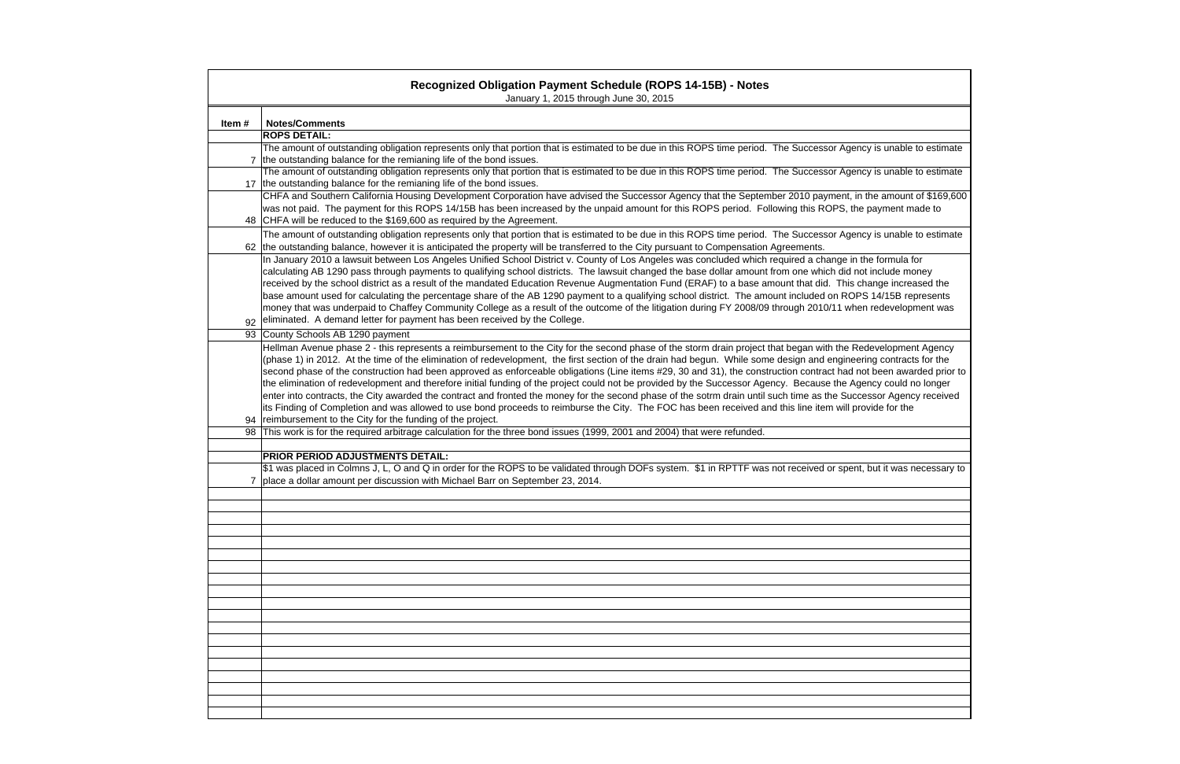# Recognized Obligation Payment Schedule (ROPS 14-15B) - Notes

January 1, 2015 through June 30, 2015

| Item # | Notes/Comments |
|---|---|
| | **ROPS DETAIL:** |
| 7 | The amount of outstanding obligation represents only that portion that is estimated to be due in this ROPS time period. The Successor Agency is unable to estimate the outstanding balance for the remianing life of the bond issues. |
| 17 | The amount of outstanding obligation represents only that portion that is estimated to be due in this ROPS time period. The Successor Agency is unable to estimate the outstanding balance for the remianing life of the bond issues. |
| 48 | CHFA and Southern California Housing Development Corporation have advised the Successor Agency that the September 2010 payment, in the amount of $169,600 was not paid. The payment for this ROPS 14/15B has been increased by the unpaid amount for this ROPS period. Following this ROPS, the payment made to CHFA will be reduced to the $169,600 as required by the Agreement. |
| 62 | The amount of outstanding obligation represents only that portion that is estimated to be due in this ROPS time period. The Successor Agency is unable to estimate the outstanding balance, however it is anticipated the property will be transferred to the City pursuant to Compensation Agreements. |
| 92 | In January 2010 a lawsuit between Los Angeles Unified School District v. County of Los Angeles was concluded which required a change in the formula for calculating AB 1290 pass through payments to qualifying school districts. The lawsuit changed the base dollar amount from one which did not include money received by the school district as a result of the mandated Education Revenue Augmentation Fund (ERAF) to a base amount that did. This change increased the base amount used for calculating the percentage share of the AB 1290 payment to a qualifying school district. The amount included on ROPS 14/15B represents money that was underpaid to Chaffey Community College as a result of the outcome of the litigation during FY 2008/09 through 2010/11 when redevelopment was eliminated. A demand letter for payment has been received by the College. |
| 93 | County Schools AB 1290 payment |
| 94 | Hellman Avenue phase 2 - this represents a reimbursement to the City for the second phase of the storm drain project that began with the Redevelopment Agency (phase 1) in 2012. At the time of the elimination of redevelopment, the first section of the drain had begun. While some design and engineering contracts for the second phase of the construction had been approved as enforceable obligations (Line items #29, 30 and 31), the construction contract had not been awarded prior to the elimination of redevelopment and therefore initial funding of the project could not be provided by the Successor Agency. Because the Agency could no longer enter into contracts, the City awarded the contract and fronted the money for the second phase of the sotrm drain until such time as the Successor Agency received its Finding of Completion and was allowed to use bond proceeds to reimburse the City. The FOC has been received and this line item will provide for the reimbursement to the City for the funding of the project. |
| 98 | This work is for the required arbitrage calculation for the three bond issues (1999, 2001 and 2004) that were refunded. |
| | |
| | **PRIOR PERIOD ADJUSTMENTS DETAIL:** |
| 7 | $1 was placed in Colmns J, L, O and Q in order for the ROPS to be validated through DOFs system. $1 in RPTTF was not received or spent, but it was necessary to place a dollar amount per discussion with Michael Barr on September 23, 2014. |